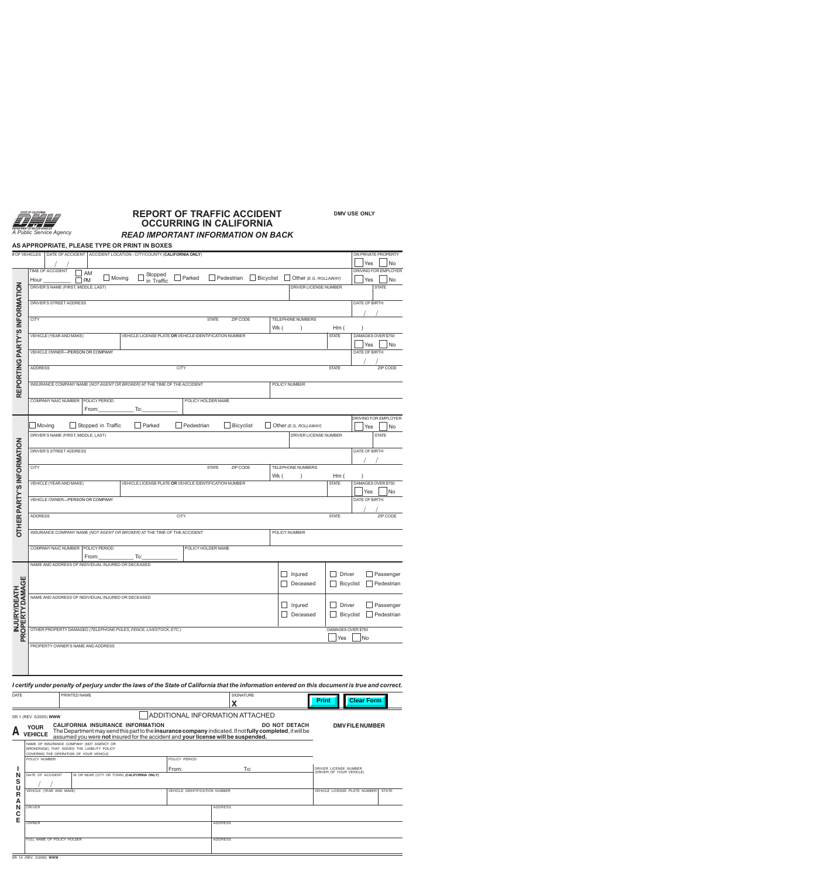STATE OF CALIFORNIA
DMV
DEPARTMENT OF MOTOR VEHICLES
A Public Service Agency

# REPORT OF TRAFFIC ACCIDENT OCCURRING IN CALIFORNIA

**DMV USE ONLY**

***READ IMPORTANT INFORMATION ON BACK***

**AS APPROPRIATE, PLEASE TYPE OR PRINT IN BOXES**

| # OF VEHICLES | DATE OF ACCIDENT | ACCIDENT LOCATION - CITY/COUNTY (**CALIFORNIA ONLY**) | ON PRIVATE PROPERTY |
|---|---|---|---|
| | / / | | ☐ Yes ☐ No |

## REPORTING PARTY'S INFORMATION

| | | | | |
|---|---|---|---|---|
| TIME OF ACCIDENT Hour ________ ☐ AM ☐ PM | ☐ Moving ☐ Stopped in Traffic ☐ Parked ☐ Pedestrian ☐ Bicyclist ☐ Other *(E.G. ROLLAWAY)* | | | DRIVING FOR EMPLOYER ☐ Yes ☐ No |
| DRIVER'S NAME (FIRST, MIDDLE, LAST) | | DRIVER LICENSE NUMBER | | STATE |
| DRIVER'S STREET ADDRESS | | | | DATE OF BIRTH / / |
| CITY | STATE | ZIP CODE | TELEPHONE NUMBERS Wk ( ) Hm ( ) | |
| VEHICLE (YEAR AND MAKE) | VEHICLE LICENSE PLATE **OR** VEHICLE IDENTIFICATION NUMBER | | STATE | DAMAGES OVER $750 ☐ Yes ☐ No |
| VEHICLE OWNER—PERSON OR COMPANY | | | | DATE OF BIRTH / / |
| ADDRESS | CITY | | STATE | ZIP CODE |
| INSURANCE COMPANY NAME *(NOT AGENT OR BROKER)* AT THE TIME OF THE ACCIDENT | | POLICY NUMBER | | |
| COMPANY NAIC NUMBER | POLICY PERIOD From:__________ To:__________ | POLICY HOLDER NAME | | |

## OTHER PARTY'S INFORMATION

| | | | | |
|---|---|---|---|---|
| ☐ Moving ☐ Stopped in Traffic ☐ Parked ☐ Pedestrian ☐ Bicyclist ☐ Other *(E.G. ROLLAWAY)* | | | | DRIVING FOR EMPLOYER ☐ Yes ☐ No |
| DRIVER'S NAME (FIRST, MIDDLE, LAST) | | DRIVER LICENSE NUMBER | | STATE |
| DRIVER'S STREET ADDRESS | | | | DATE OF BIRTH / / |
| CITY | STATE | ZIP CODE | TELEPHONE NUMBERS Wk ( ) Hm ( ) | |
| VEHICLE (YEAR AND MAKE) | VEHICLE LICENSE PLATE **OR** VEHICLE IDENTIFICATION NUMBER | | STATE | DAMAGES OVER $750 ☐ Yes ☐ No |
| VEHICLE OWNER—PERSON OR COMPANY | | | | DATE OF BIRTH / / |
| ADDRESS | CITY | | STATE | ZIP CODE |
| INSURANCE COMPANY NAME *(NOT AGENT OR BROKER)* AT THE TIME OF THE ACCIDENT | | POLICY NUMBER | | |
| COMPANY NAIC NUMBER | POLICY PERIOD From:__________ To:__________ | POLICY HOLDER NAME | | |

## INJURY/DEATH PROPERTY DAMAGE

| | | |
|---|---|---|
| NAME AND ADDRESS OF INDIVIDUAL INJURED OR DECEASED | ☐ Injured ☐ Deceased | ☐ Driver ☐ Passenger ☐ Bicyclist ☐ Pedestrian |
| NAME AND ADDRESS OF INDIVIDUAL INJURED OR DECEASED | ☐ Injured ☐ Deceased | ☐ Driver ☐ Passenger ☐ Bicyclist ☐ Pedestrian |
| OTHER PROPERTY DAMAGED *(TELEPHONE POLES, FENCE, LIVESTOCK, ETC.)* | | DAMAGES OVER $750 ☐ Yes ☐ No |
| PROPERTY OWNER'S NAME AND ADDRESS | | |

***I certify under penalty of perjury under the laws of the State of California that the information entered on this document is true and correct.***

| DATE | PRINTED NAME | SIGNATURE |
|---|---|---|
| | | **X** |

Print | Clear Form

SR 1 (REV. 5/2005) **WWW**

☐ ADDITIONAL INFORMATION ATTACHED

**A YOUR VEHICLE** — **CALIFORNIA INSURANCE INFORMATION** — **DO NOT DETACH** — **DMV FILE NUMBER**

The Department may send this part to the **insurance company** indicated. If not **fully completed**, it will be assumed you were **not** insured for the accident and **your license will be suspended.**

## INSURANCE

| | | | |
|---|---|---|---|
| NAME OF INSURANCE COMPANY (NOT AGENCY OR BROKERAGE) THAT ISSUED THE LIABILITY POLICY COVERING THE OPERATION OF YOUR VEHICLE | | | |
| POLICY NUMBER | POLICY PERIOD From: To: | | DRIVER LICENSE NUMBER (DRIVER OF YOUR VEHICLE) |
| DATE OF ACCIDENT / / | IN OR NEAR (CITY OR TOWN) **(CALIFORNIA ONLY)** | | |
| VEHICLE (YEAR AND MAKE) | VEHICLE IDENTIFICATION NUMBER | | VEHICLE LICENSE PLATE NUMBER / STATE |
| DRIVER | | ADDRESS | |
| OWNER | | ADDRESS | |
| FULL NAME OF POLICY HOLDER | | ADDRESS | |

SR 1A (REV. 5/2005) **WWW**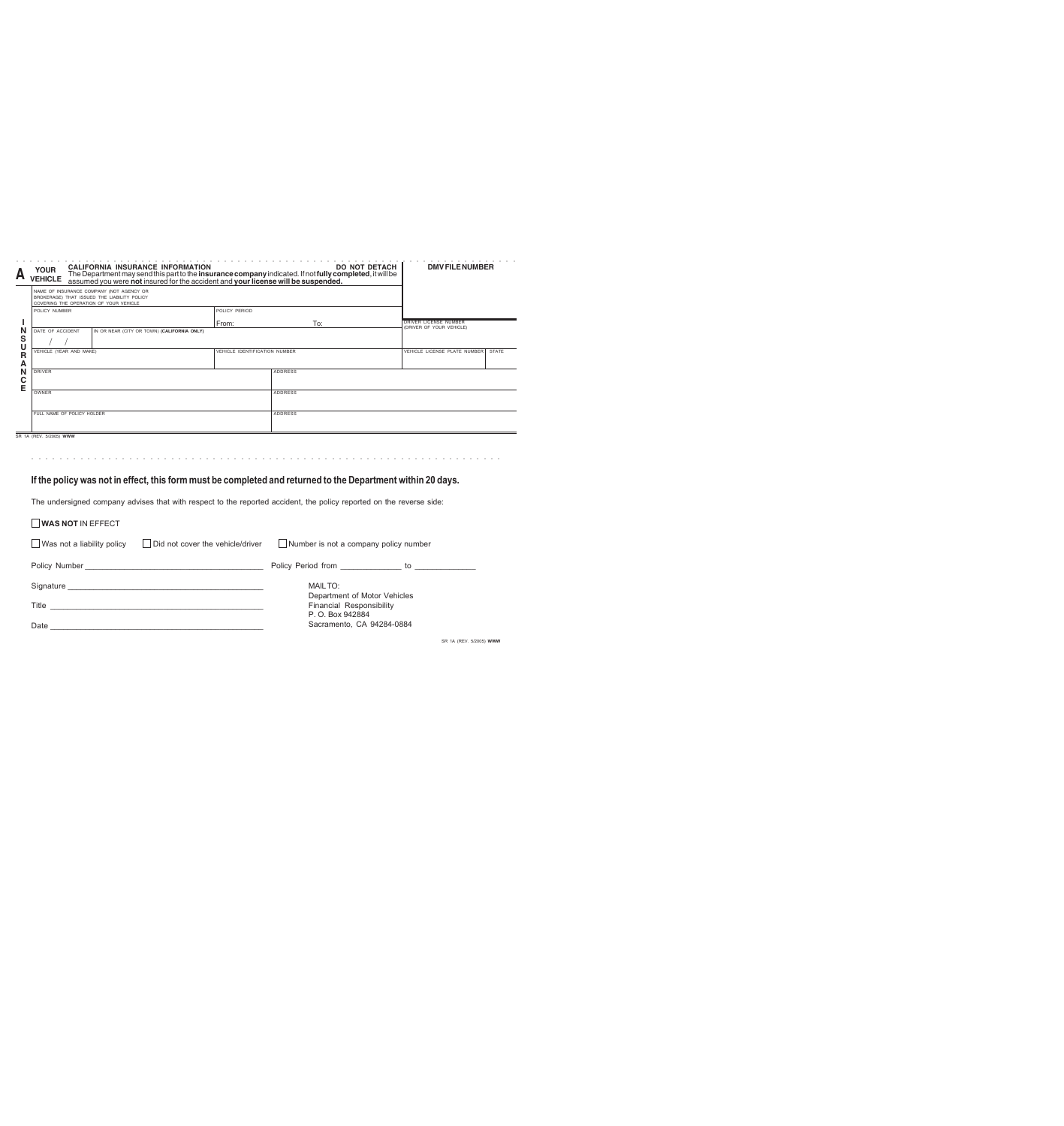**A** **YOUR VEHICLE** | **CALIFORNIA INSURANCE INFORMATION** | **DO NOT DETACH** | **DMV FILE NUMBER**

The Department may send this part to the **insurance company** indicated. If not **fully completed**, it will be assumed you were **not** insured for the accident and **your license will be suspended.**

**INSURANCE**

| NAME OF INSURANCE COMPANY (NOT AGENCY OR BROKERAGE) THAT ISSUED THE LIABILITY POLICY COVERING THE OPERATION OF YOUR VEHICLE | | | | | |
|---|---|---|---|---|---|
| POLICY NUMBER | | POLICY PERIOD From: To: | | DRIVER LICENSE NUMBER (DRIVER OF YOUR VEHICLE) | |
| DATE OF ACCIDENT / / | IN OR NEAR (CITY OR TOWN) **(CALIFORNIA ONLY)** | | | | |
| VEHICLE (YEAR AND MAKE) | | VEHICLE IDENTIFICATION NUMBER | | VEHICLE LICENSE PLATE NUMBER | STATE |
| DRIVER | | | ADDRESS | | |
| OWNER | | | ADDRESS | | |
| FULL NAME OF POLICY HOLDER | | | ADDRESS | | |

SR 1A (REV. 5/2005) **WWW**

**If the policy was not in effect, this form must be completed and returned to the Department within 20 days.**

The undersigned company advises that with respect to the reported accident, the policy reported on the reverse side:

☐ **WAS NOT** IN EFFECT

☐ Was not a liability policy ☐ Did not cover the vehicle/driver ☐ Number is not a company policy number

Policy Number ______________________________ Policy Period from ____________ to ____________

Signature ______________________________

Title ______________________________

Date ______________________________

MAIL TO:
Department of Motor Vehicles
Financial Responsibility
P. O. Box 942884
Sacramento, CA 94284-0884

SR 1A (REV. 5/2005) **WWW**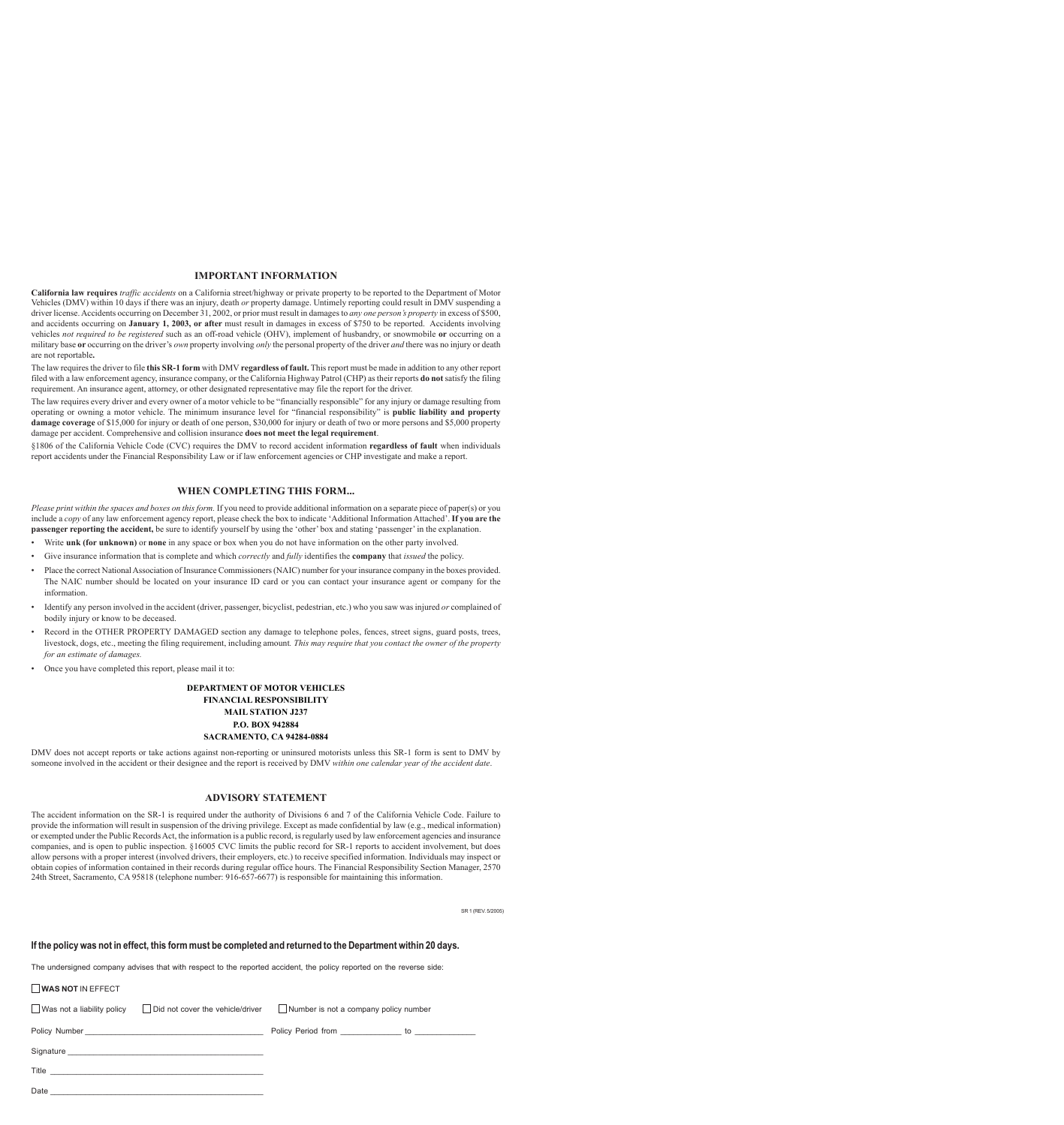## IMPORTANT INFORMATION

**California law requires** *traffic accidents* on a California street/highway or private property to be reported to the Department of Motor Vehicles (DMV) within 10 days if there was an injury, death *or* property damage. Untimely reporting could result in DMV suspending a driver license. Accidents occurring on December 31, 2002, or prior must result in damages to *any one person's property* in excess of $500, and accidents occurring on **January 1, 2003, or after** must result in damages in excess of $750 to be reported. Accidents involving vehicles *not required to be registered* such as an off-road vehicle (OHV), implement of husbandry, or snowmobile **or** occurring on a military base **or** occurring on the driver's *own* property involving *only* the personal property of the driver *and* there was no injury or death are not reportable**.**

The law requires the driver to file **this SR-1 form** with DMV **regardless of fault.** This report must be made in addition to any other report filed with a law enforcement agency, insurance company, or the California Highway Patrol (CHP) as their reports **do not** satisfy the filing requirement. An insurance agent, attorney, or other designated representative may file the report for the driver.

The law requires every driver and every owner of a motor vehicle to be "financially responsible" for any injury or damage resulting from operating or owning a motor vehicle. The minimum insurance level for "financial responsibility" is **public liability and property damage coverage** of $15,000 for injury or death of one person, $30,000 for injury or death of two or more persons and $5,000 property damage per accident. Comprehensive and collision insurance **does not meet the legal requirement**.

§1806 of the California Vehicle Code (CVC) requires the DMV to record accident information **regardless of fault** when individuals report accidents under the Financial Responsibility Law or if law enforcement agencies or CHP investigate and make a report.

## WHEN COMPLETING THIS FORM...

*Please print within the spaces and boxes on this form.* If you need to provide additional information on a separate piece of paper(s) or you include a *copy* of any law enforcement agency report, please check the box to indicate 'Additional Information Attached'. **If you are the passenger reporting the accident,** be sure to identify yourself by using the 'other' box and stating 'passenger' in the explanation.

- Write **unk (for unknown)** or **none** in any space or box when you do not have information on the other party involved.
- Give insurance information that is complete and which *correctly* and *fully* identifies the **company** that *issued* the policy.
- Place the correct National Association of Insurance Commissioners (NAIC) number for your insurance company in the boxes provided. The NAIC number should be located on your insurance ID card or you can contact your insurance agent or company for the information.
- Identify any person involved in the accident (driver, passenger, bicyclist, pedestrian, etc.) who you saw was injured *or* complained of bodily injury or know to be deceased.
- Record in the OTHER PROPERTY DAMAGED section any damage to telephone poles, fences, street signs, guard posts, trees, livestock, dogs, etc., meeting the filing requirement, including amount*. This may require that you contact the owner of the property for an estimate of damages.*
- Once you have completed this report, please mail it to:

**DEPARTMENT OF MOTOR VEHICLES**
**FINANCIAL RESPONSIBILITY**
**MAIL STATION J237**
**P.O. BOX 942884**
**SACRAMENTO, CA 94284-0884**

DMV does not accept reports or take actions against non-reporting or uninsured motorists unless this SR-1 form is sent to DMV by someone involved in the accident or their designee and the report is received by DMV *within one calendar year of the accident date*.

## ADVISORY STATEMENT

The accident information on the SR-1 is required under the authority of Divisions 6 and 7 of the California Vehicle Code. Failure to provide the information will result in suspension of the driving privilege. Except as made confidential by law (e.g., medical information) or exempted under the Public Records Act, the information is a public record, is regularly used by law enforcement agencies and insurance companies, and is open to public inspection. §16005 CVC limits the public record for SR-1 reports to accident involvement, but does allow persons with a proper interest (involved drivers, their employers, etc.) to receive specified information. Individuals may inspect or obtain copies of information contained in their records during regular office hours. The Financial Responsibility Section Manager, 2570 24th Street, Sacramento, CA 95818 (telephone number: 916-657-6677) is responsible for maintaining this information.

SR 1 (REV. 5/2005)

**If the policy was not in effect, this form must be completed and returned to the Department within 20 days.**

The undersigned company advises that with respect to the reported accident, the policy reported on the reverse side:

☐ **WAS NOT** IN EFFECT

☐ Was not a liability policy ☐ Did not cover the vehicle/driver ☐ Number is not a company policy number

Policy Number ________________________ Policy Period from __________ to __________

Signature ________________________

Title ________________________

Date ________________________